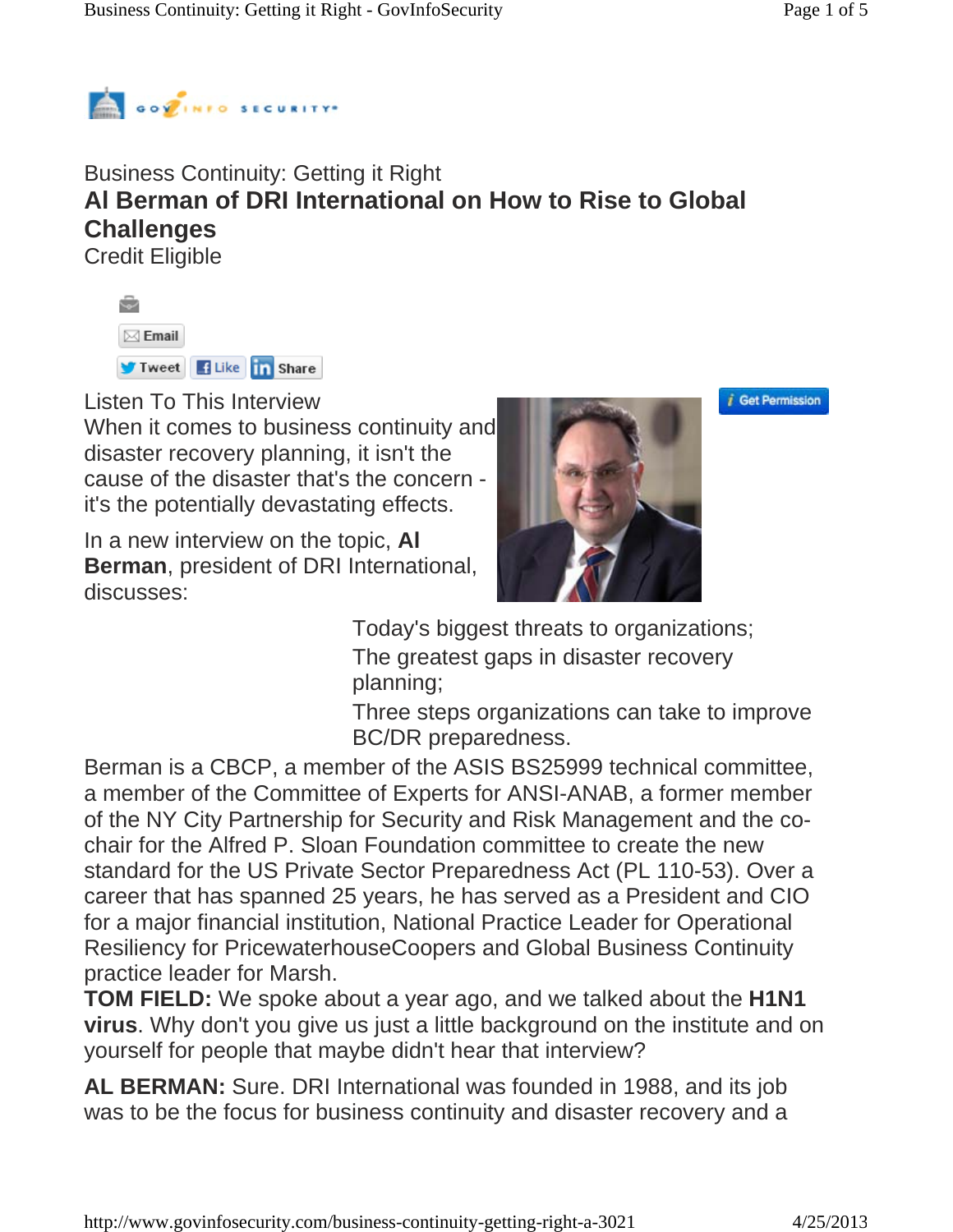Business Continuity: Getting it Right

# Al Berman of DRI International on How to Rise to Global Challenges

Credit Eligible

Email

Tweet Like Share

Get Permission

Listen To This Interview

When it comes to business continuity and disaster recovery planning, it isn't the cause of the disaster that's the concern - it's the potentially devastating effects.

In a new interview on the topic, **Al Berman**, president of DRI International, discusses:

- Today's biggest threats to organizations;
- The greatest gaps in disaster recovery planning;
- Three steps organizations can take to improve BC/DR preparedness.

Berman is a CBCP, a member of the ASIS BS25999 technical committee, a member of the Committee of Experts for ANSI-ANAB, a former member of the NY City Partnership for Security and Risk Management and the co-chair for the Alfred P. Sloan Foundation committee to create the new standard for the US Private Sector Preparedness Act (PL 110-53). Over a career that has spanned 25 years, he has served as a President and CIO for a major financial institution, National Practice Leader for Operational Resiliency for PricewaterhouseCoopers and Global Business Continuity practice leader for Marsh.

**TOM FIELD:** We spoke about a year ago, and we talked about the **H1N1 virus**. Why don't you give us just a little background on the institute and on yourself for people that maybe didn't hear that interview?

**AL BERMAN:** Sure. DRI International was founded in 1988, and its job was to be the focus for business continuity and disaster recovery and a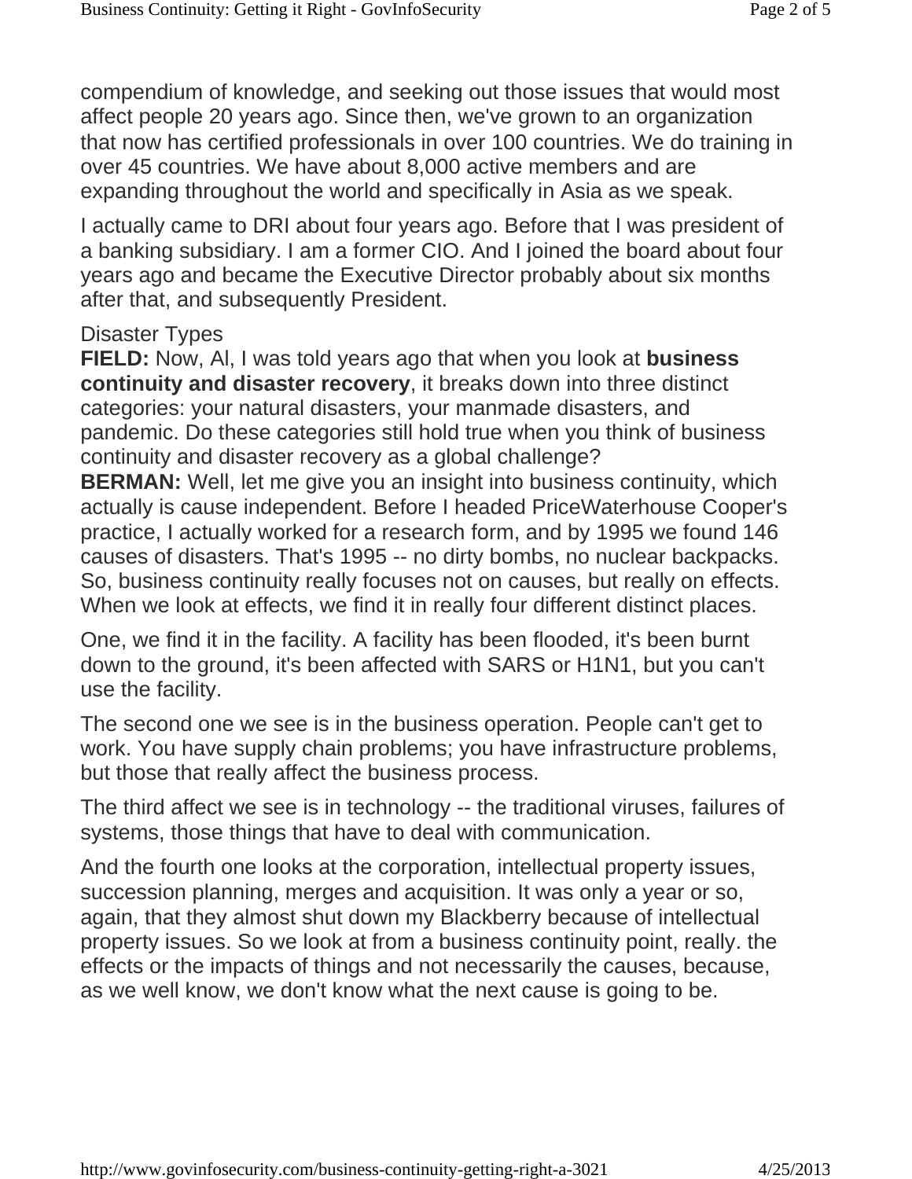compendium of knowledge, and seeking out those issues that would most affect people 20 years ago. Since then, we've grown to an organization that now has certified professionals in over 100 countries. We do training in over 45 countries. We have about 8,000 active members and are expanding throughout the world and specifically in Asia as we speak.

I actually came to DRI about four years ago. Before that I was president of a banking subsidiary. I am a former CIO. And I joined the board about four years ago and became the Executive Director probably about six months after that, and subsequently President.

## Disaster Types

**FIELD:** Now, Al, I was told years ago that when you look at **business continuity and disaster recovery**, it breaks down into three distinct categories: your natural disasters, your manmade disasters, and pandemic. Do these categories still hold true when you think of business continuity and disaster recovery as a global challenge?

**BERMAN:** Well, let me give you an insight into business continuity, which actually is cause independent. Before I headed PriceWaterhouse Cooper's practice, I actually worked for a research form, and by 1995 we found 146 causes of disasters. That's 1995 -- no dirty bombs, no nuclear backpacks. So, business continuity really focuses not on causes, but really on effects. When we look at effects, we find it in really four different distinct places.

One, we find it in the facility. A facility has been flooded, it's been burnt down to the ground, it's been affected with SARS or H1N1, but you can't use the facility.

The second one we see is in the business operation. People can't get to work. You have supply chain problems; you have infrastructure problems, but those that really affect the business process.

The third affect we see is in technology -- the traditional viruses, failures of systems, those things that have to deal with communication.

And the fourth one looks at the corporation, intellectual property issues, succession planning, merges and acquisition. It was only a year or so, again, that they almost shut down my Blackberry because of intellectual property issues. So we look at from a business continuity point, really. the effects or the impacts of things and not necessarily the causes, because, as we well know, we don't know what the next cause is going to be.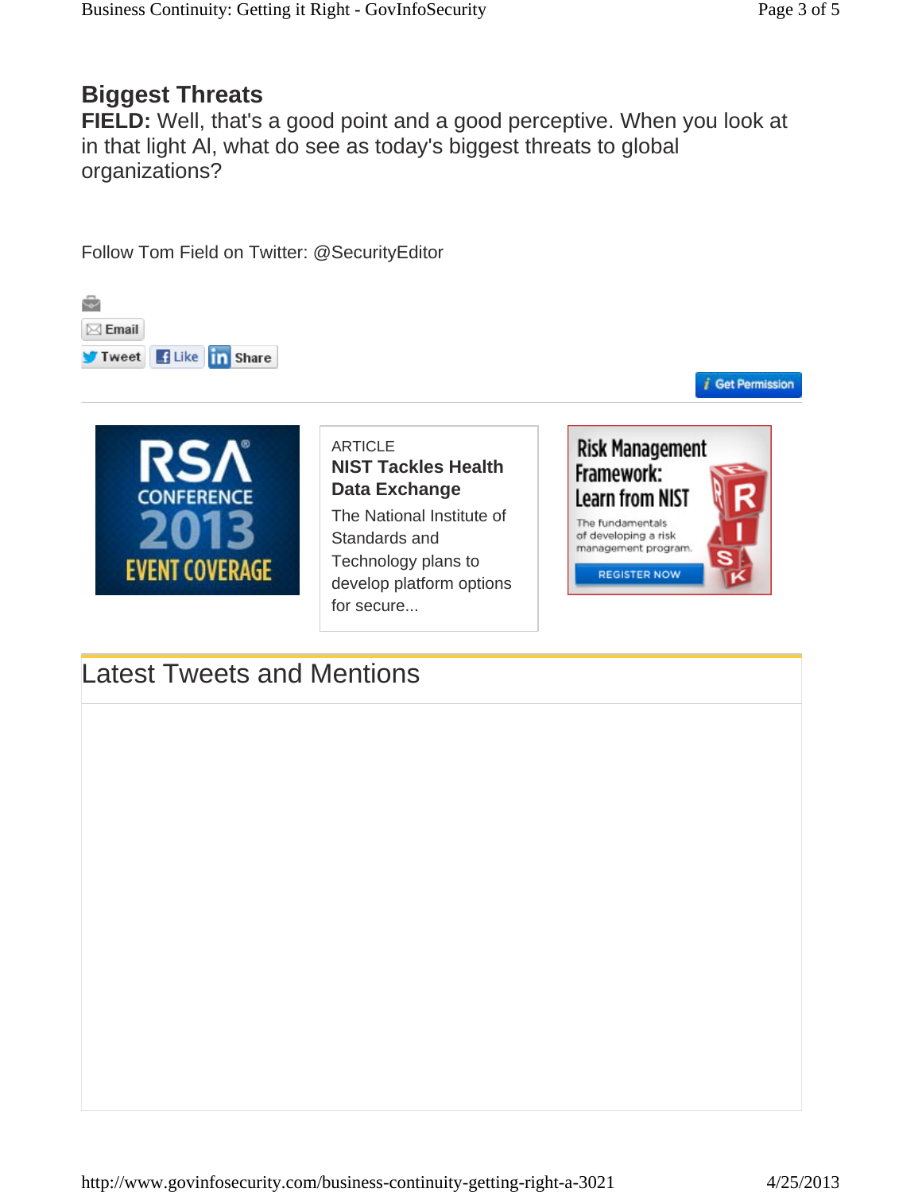## Biggest Threats

**FIELD:** Well, that's a good point and a good perceptive. When you look at in that light Al, what do see as today's biggest threats to global organizations?

Follow Tom Field on Twitter: @SecurityEditor

Email

Tweet Like Share

Get Permission

ARTICLE

**NIST Tackles Health Data Exchange**

The National Institute of Standards and Technology plans to develop platform options for secure...

## Latest Tweets and Mentions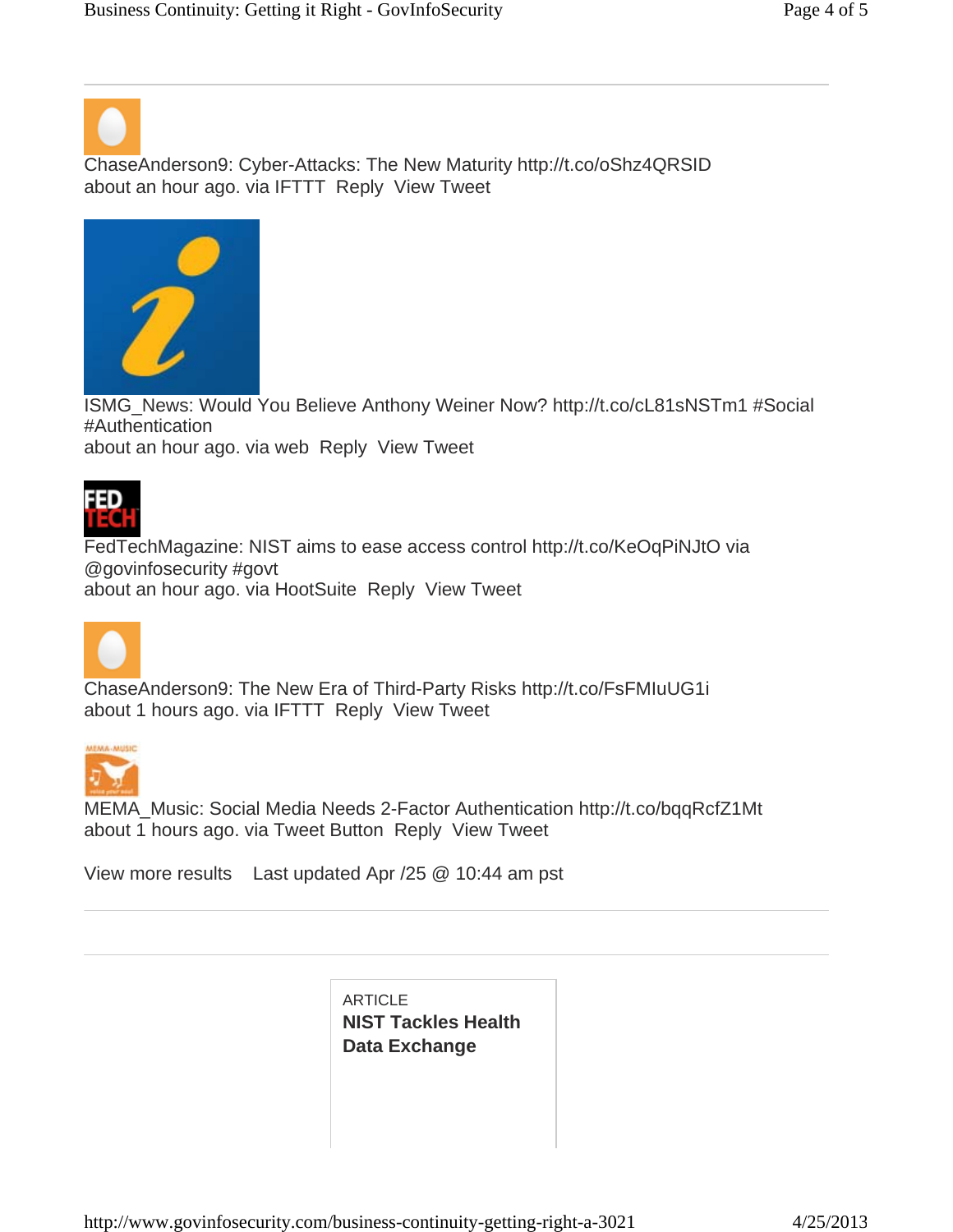ChaseAnderson9: Cyber-Attacks: The New Maturity http://t.co/oShz4QRSID
about an hour ago. via IFTTT Reply View Tweet

ISMG_News: Would You Believe Anthony Weiner Now? http://t.co/cL81sNSTm1 #Social #Authentication
about an hour ago. via web Reply View Tweet

FedTechMagazine: NIST aims to ease access control http://t.co/KeOqPiNJtO via @govinfosecurity #govt
about an hour ago. via HootSuite Reply View Tweet

ChaseAnderson9: The New Era of Third-Party Risks http://t.co/FsFMIuUG1i
about 1 hours ago. via IFTTT Reply View Tweet

MEMA_Music: Social Media Needs 2-Factor Authentication http://t.co/bqqRcfZ1Mt
about 1 hours ago. via Tweet Button Reply View Tweet

View more results Last updated Apr /25 @ 10:44 am pst

ARTICLE
**NIST Tackles Health Data Exchange**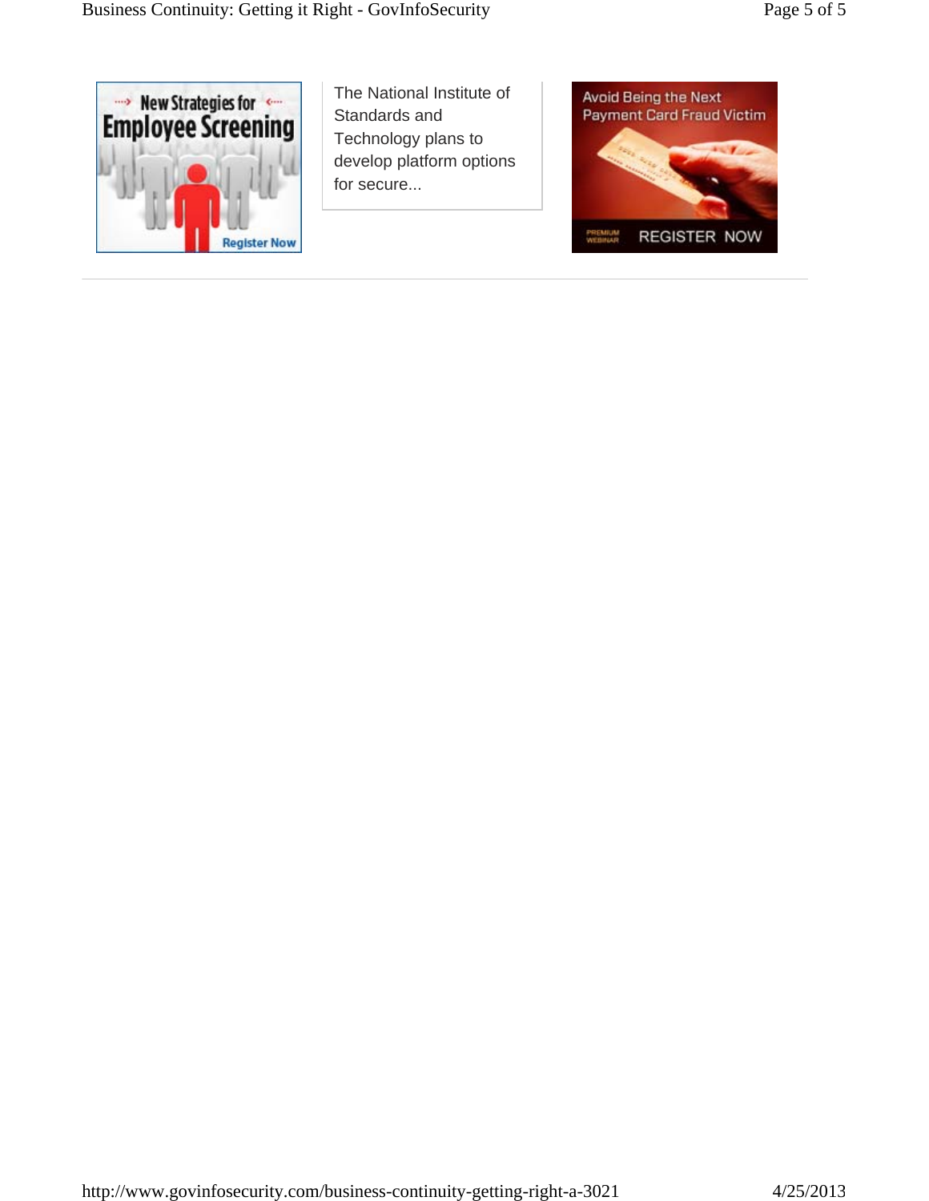New Strategies for Employee Screening

Register Now

The National Institute of Standards and Technology plans to develop platform options for secure...

Avoid Being the Next Payment Card Fraud Victim

PREMIUM WEBINAR REGISTER NOW